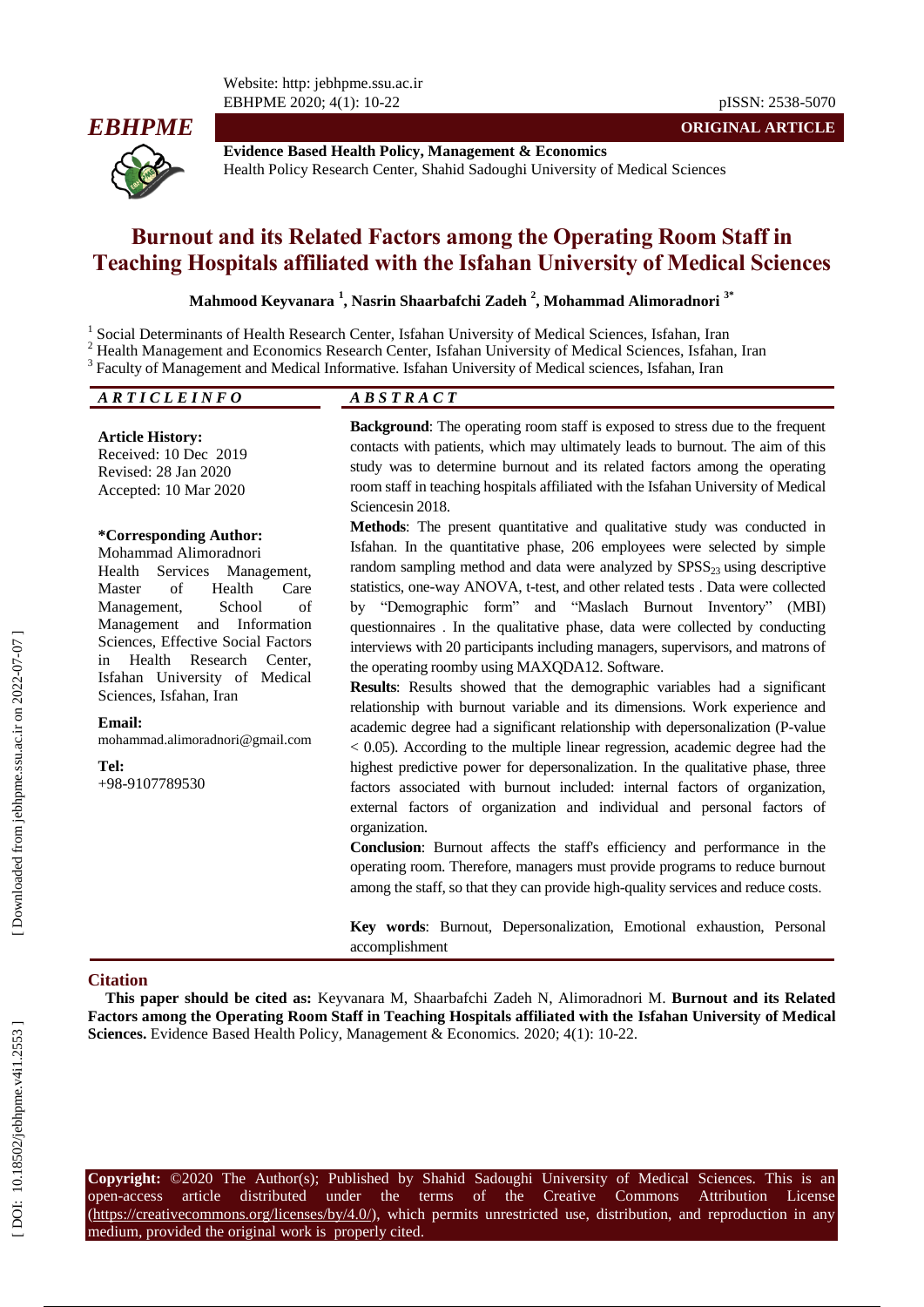**ORIGINAL ARTICLE**

**Evidence Based Health Policy, Management & Economics**
Health Policy Research Center, Shahid Sadoughi University of Medical Sciences

# Burnout and its Related Factors among the Operating Room Staff in Teaching Hospitals affiliated with the Isfahan University of Medical Sciences

**Mahmood Keyvanara [1], Nasrin Shaarbafchi Zadeh [2], Mohammad Alimoradnori [3*]**

[1] Social Determinants of Health Research Center, Isfahan University of Medical Sciences, Isfahan, Iran
[2] Health Management and Economics Research Center, Isfahan University of Medical Sciences, Isfahan, Iran
[3] Faculty of Management and Medical Informative. Isfahan University of Medical sciences, Isfahan, Iran

## ARTICLE INFO

**Article History:**
Received: 10 Dec 2019
Revised: 28 Jan 2020
Accepted: 10 Mar 2020

**\*Corresponding Author:**
Mohammad Alimoradnori
Health Services Management, Master of Health Care Management, School of Management and Information Sciences, Effective Social Factors in Health Research Center, Isfahan University of Medical Sciences, Isfahan, Iran

**Email:**
mohammad.alimoradnori@gmail.com

**Tel:**
+98-9107789530

## ABSTRACT

**Background**: The operating room staff is exposed to stress due to the frequent contacts with patients, which may ultimately leads to burnout. The aim of this study was to determine burnout and its related factors among the operating room staff in teaching hospitals affiliated with the Isfahan University of Medical Sciencesin 2018.

**Methods**: The present quantitative and qualitative study was conducted in Isfahan. In the quantitative phase, 206 employees were selected by simple random sampling method and data were analyzed by $SPSS_{23}$ using descriptive statistics, one-way ANOVA, t-test, and other related tests . Data were collected by "Demographic form" and "Maslach Burnout Inventory" (MBI) questionnaires . In the qualitative phase, data were collected by conducting interviews with 20 participants including managers, supervisors, and matrons of the operating roomby using MAXQDA12. Software.

**Results**: Results showed that the demographic variables had a significant relationship with burnout variable and its dimensions. Work experience and academic degree had a significant relationship with depersonalization (P-value < 0.05). According to the multiple linear regression, academic degree had the highest predictive power for depersonalization. In the qualitative phase, three factors associated with burnout included: internal factors of organization, external factors of organization and individual and personal factors of organization.

**Conclusion**: Burnout affects the staff's efficiency and performance in the operating room. Therefore, managers must provide programs to reduce burnout among the staff, so that they can provide high-quality services and reduce costs.

**Key words**: Burnout, Depersonalization, Emotional exhaustion, Personal accomplishment

## Citation

**This paper should be cited as:** Keyvanara M, Shaarbafchi Zadeh N, Alimoradnori M. **Burnout and its Related Factors among the Operating Room Staff in Teaching Hospitals affiliated with the Isfahan University of Medical Sciences.** Evidence Based Health Policy, Management & Economics. 2020; 4(1): 10-22.

**Copyright:** ©2020 The Author(s); Published by Shahid Sadoughi University of Medical Sciences. This is an open-access article distributed under the terms of the Creative Commons Attribution License (https://creativecommons.org/licenses/by/4.0/), which permits unrestricted use, distribution, and reproduction in any medium, provided the original work is properly cited.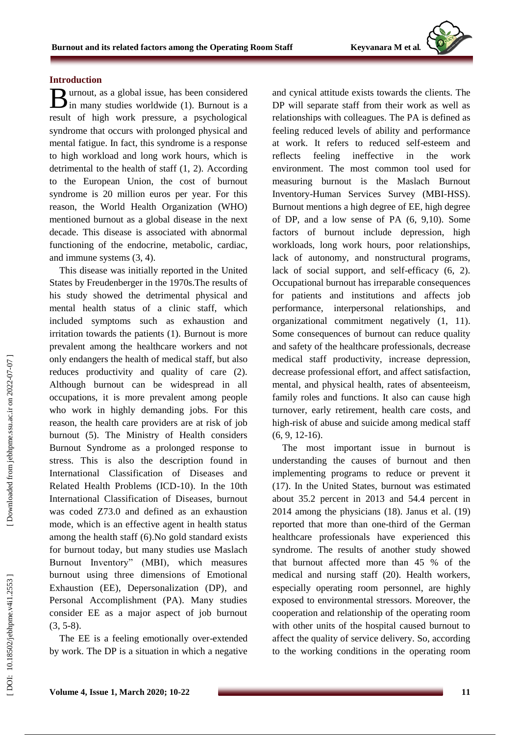## Introduction

Burnout, as a global issue, has been considered in many studies worldwide (1). Burnout is a result of high work pressure, a psychological syndrome that occurs with prolonged physical and mental fatigue. In fact, this syndrome is a response to high workload and long work hours, which is detrimental to the health of staff (1, 2). According to the European Union, the cost of burnout syndrome is 20 million euros per year. For this reason, the World Health Organization (WHO) mentioned burnout as a global disease in the next decade. This disease is associated with abnormal functioning of the endocrine, metabolic, cardiac, and immune systems (3, 4).

This disease was initially reported in the United States by Freudenberger in the 1970s.The results of his study showed the detrimental physical and mental health status of a clinic staff, which included symptoms such as exhaustion and irritation towards the patients (1). Burnout is more prevalent among the healthcare workers and not only endangers the health of medical staff, but also reduces productivity and quality of care (2). Although burnout can be widespread in all occupations, it is more prevalent among people who work in highly demanding jobs. For this reason, the health care providers are at risk of job burnout (5). The Ministry of Health considers Burnout Syndrome as a prolonged response to stress. This is also the description found in International Classification of Diseases and Related Health Problems (ICD-10). In the 10th International Classification of Diseases, burnout was coded Z73.0 and defined as an exhaustion mode, which is an effective agent in health status among the health staff (6).No gold standard exists for burnout today, but many studies use Maslach Burnout Inventory" (MBI), which measures burnout using three dimensions of Emotional Exhaustion (EE), Depersonalization (DP), and Personal Accomplishment (PA). Many studies consider EE as a major aspect of job burnout (3, 5-8).

The EE is a feeling emotionally over-extended by work. The DP is a situation in which a negative and cynical attitude exists towards the clients. The DP will separate staff from their work as well as relationships with colleagues. The PA is defined as feeling reduced levels of ability and performance at work. It refers to reduced self-esteem and reflects feeling ineffective in the work environment. The most common tool used for measuring burnout is the Maslach Burnout Inventory-Human Services Survey (MBI-HSS). Burnout mentions a high degree of EE, high degree of DP, and a low sense of PA (6, 9,10). Some factors of burnout include depression, high workloads, long work hours, poor relationships, lack of autonomy, and nonstructural programs, lack of social support, and self-efficacy (6, 2). Occupational burnout has irreparable consequences for patients and institutions and affects job performance, interpersonal relationships, and organizational commitment negatively (1, 11). Some consequences of burnout can reduce quality and safety of the healthcare professionals, decrease medical staff productivity, increase depression, decrease professional effort, and affect satisfaction, mental, and physical health, rates of absenteeism, family roles and functions. It also can cause high turnover, early retirement, health care costs, and high-risk of abuse and suicide among medical staff (6, 9, 12-16).

The most important issue in burnout is understanding the causes of burnout and then implementing programs to reduce or prevent it (17). In the United States, burnout was estimated about 35.2 percent in 2013 and 54.4 percent in 2014 among the physicians (18). Janus et al. (19) reported that more than one-third of the German healthcare professionals have experienced this syndrome. The results of another study showed that burnout affected more than 45 % of the medical and nursing staff (20). Health workers, especially operating room personnel, are highly exposed to environmental stressors. Moreover, the cooperation and relationship of the operating room with other units of the hospital caused burnout to affect the quality of service delivery. So, according to the working conditions in the operating room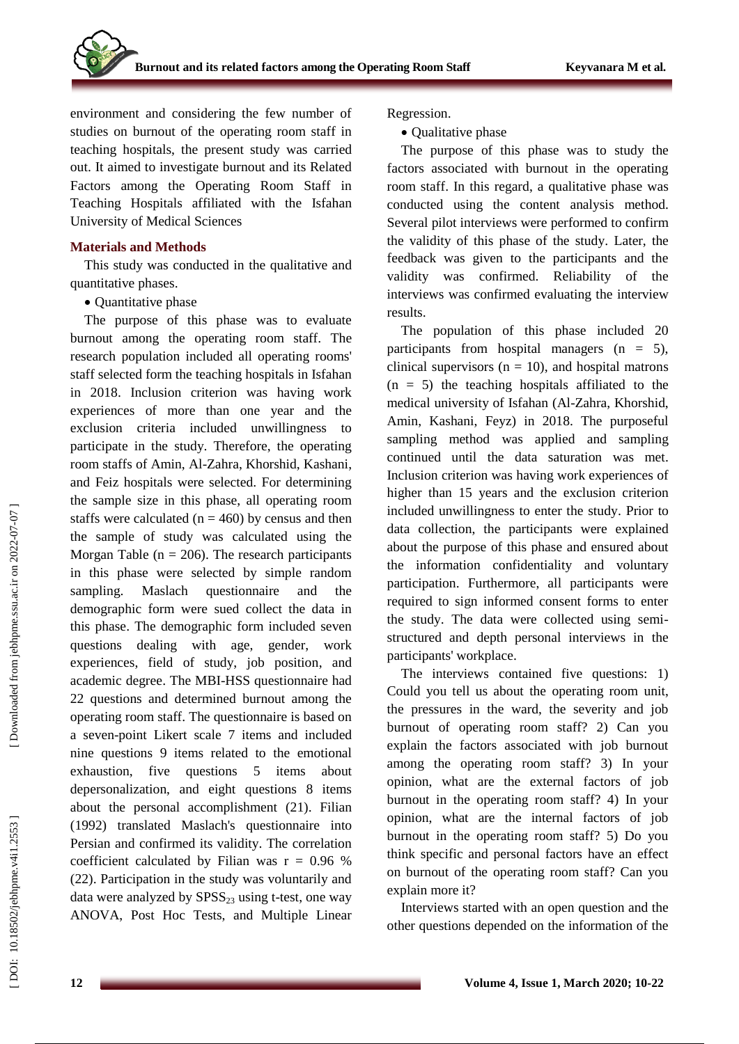environment and considering the few number of studies on burnout of the operating room staff in teaching hospitals, the present study was carried out. It aimed to investigate burnout and its Related Factors among the Operating Room Staff in Teaching Hospitals affiliated with the Isfahan University of Medical Sciences

## Materials and Methods

This study was conducted in the qualitative and quantitative phases.

- Quantitative phase

The purpose of this phase was to evaluate burnout among the operating room staff. The research population included all operating rooms' staff selected form the teaching hospitals in Isfahan in 2018. Inclusion criterion was having work experiences of more than one year and the exclusion criteria included unwillingness to participate in the study. Therefore, the operating room staffs of Amin, Al-Zahra, Khorshid, Kashani, and Feiz hospitals were selected. For determining the sample size in this phase, all operating room staffs were calculated (n = 460) by census and then the sample of study was calculated using the Morgan Table (n = 206). The research participants in this phase were selected by simple random sampling. Maslach questionnaire and the demographic form were sued collect the data in this phase. The demographic form included seven questions dealing with age, gender, work experiences, field of study, job position, and academic degree. The MBI-HSS questionnaire had 22 questions and determined burnout among the operating room staff. The questionnaire is based on a seven-point Likert scale 7 items and included nine questions 9 items related to the emotional exhaustion, five questions 5 items about depersonalization, and eight questions 8 items about the personal accomplishment (21). Filian (1992) translated Maslach's questionnaire into Persian and confirmed its validity. The correlation coefficient calculated by Filian was r = 0.96 % (22). Participation in the study was voluntarily and data were analyzed by $SPSS_{23}$ using t-test, one way ANOVA, Post Hoc Tests, and Multiple Linear Regression.

- Qualitative phase

The purpose of this phase was to study the factors associated with burnout in the operating room staff. In this regard, a qualitative phase was conducted using the content analysis method. Several pilot interviews were performed to confirm the validity of this phase of the study. Later, the feedback was given to the participants and the validity was confirmed. Reliability of the interviews was confirmed evaluating the interview results.

The population of this phase included 20 participants from hospital managers (n = 5), clinical supervisors (n = 10), and hospital matrons (n = 5) the teaching hospitals affiliated to the medical university of Isfahan (Al-Zahra, Khorshid, Amin, Kashani, Feyz) in 2018. The purposeful sampling method was applied and sampling continued until the data saturation was met. Inclusion criterion was having work experiences of higher than 15 years and the exclusion criterion included unwillingness to enter the study. Prior to data collection, the participants were explained about the purpose of this phase and ensured about the information confidentiality and voluntary participation. Furthermore, all participants were required to sign informed consent forms to enter the study. The data were collected using semi-structured and depth personal interviews in the participants' workplace.

The interviews contained five questions: 1) Could you tell us about the operating room unit, the pressures in the ward, the severity and job burnout of operating room staff? 2) Can you explain the factors associated with job burnout among the operating room staff? 3) In your opinion, what are the external factors of job burnout in the operating room staff? 4) In your opinion, what are the internal factors of job burnout in the operating room staff? 5) Do you think specific and personal factors have an effect on burnout of the operating room staff? Can you explain more it?

Interviews started with an open question and the other questions depended on the information of the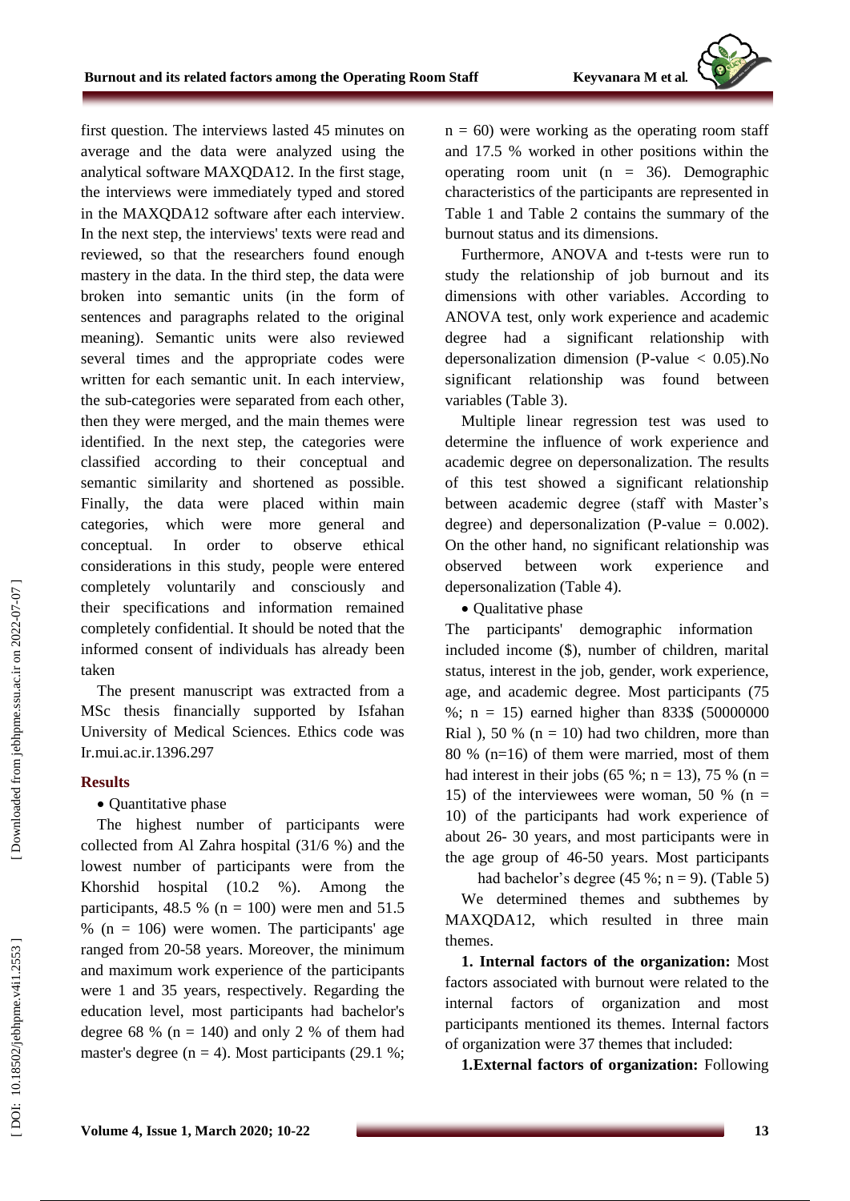first question. The interviews lasted 45 minutes on average and the data were analyzed using the analytical software MAXQDA12. In the first stage, the interviews were immediately typed and stored in the MAXQDA12 software after each interview. In the next step, the interviews' texts were read and reviewed, so that the researchers found enough mastery in the data. In the third step, the data were broken into semantic units (in the form of sentences and paragraphs related to the original meaning). Semantic units were also reviewed several times and the appropriate codes were written for each semantic unit. In each interview, the sub-categories were separated from each other, then they were merged, and the main themes were identified. In the next step, the categories were classified according to their conceptual and semantic similarity and shortened as possible. Finally, the data were placed within main categories, which were more general and conceptual. In order to observe ethical considerations in this study, people were entered completely voluntarily and consciously and their specifications and information remained completely confidential. It should be noted that the informed consent of individuals has already been taken

The present manuscript was extracted from a MSc thesis financially supported by Isfahan University of Medical Sciences. Ethics code was Ir.mui.ac.ir.1396.297

## Results

- Quantitative phase

The highest number of participants were collected from Al Zahra hospital (31/6 %) and the lowest number of participants were from the Khorshid hospital (10.2 %). Among the participants, 48.5 % (n = 100) were men and 51.5 % (n = 106) were women. The participants' age ranged from 20-58 years. Moreover, the minimum and maximum work experience of the participants were 1 and 35 years, respectively. Regarding the education level, most participants had bachelor's degree 68 % (n = 140) and only 2 % of them had master's degree (n = 4). Most participants (29.1 %; n = 60) were working as the operating room staff and 17.5 % worked in other positions within the operating room unit (n = 36). Demographic characteristics of the participants are represented in Table 1 and Table 2 contains the summary of the burnout status and its dimensions.

Furthermore, ANOVA and t-tests were run to study the relationship of job burnout and its dimensions with other variables. According to ANOVA test, only work experience and academic degree had a significant relationship with depersonalization dimension (P-value < 0.05).No significant relationship was found between variables (Table 3).

Multiple linear regression test was used to determine the influence of work experience and academic degree on depersonalization. The results of this test showed a significant relationship between academic degree (staff with Master's degree) and depersonalization (P-value = 0.002). On the other hand, no significant relationship was observed between work experience and depersonalization (Table 4).

- Qualitative phase

The participants' demographic information included income ($), number of children, marital status, interest in the job, gender, work experience, age, and academic degree. Most participants (75 %; n = 15) earned higher than 833$ (50000000 Rial ), 50 % (n = 10) had two children, more than 80 % (n=16) of them were married, most of them had interest in their jobs (65 %; n = 13), 75 % (n = 15) of the interviewees were woman, 50 % (n = 10) of the participants had work experience of about 26- 30 years, and most participants were in the age group of 46-50 years. Most participants had bachelor's degree (45 %; n = 9). (Table 5)

We determined themes and subthemes by MAXQDA12, which resulted in three main themes.

**1. Internal factors of the organization:** Most factors associated with burnout were related to the internal factors of organization and most participants mentioned its themes. Internal factors of organization were 37 themes that included:

**1.External factors of organization:** Following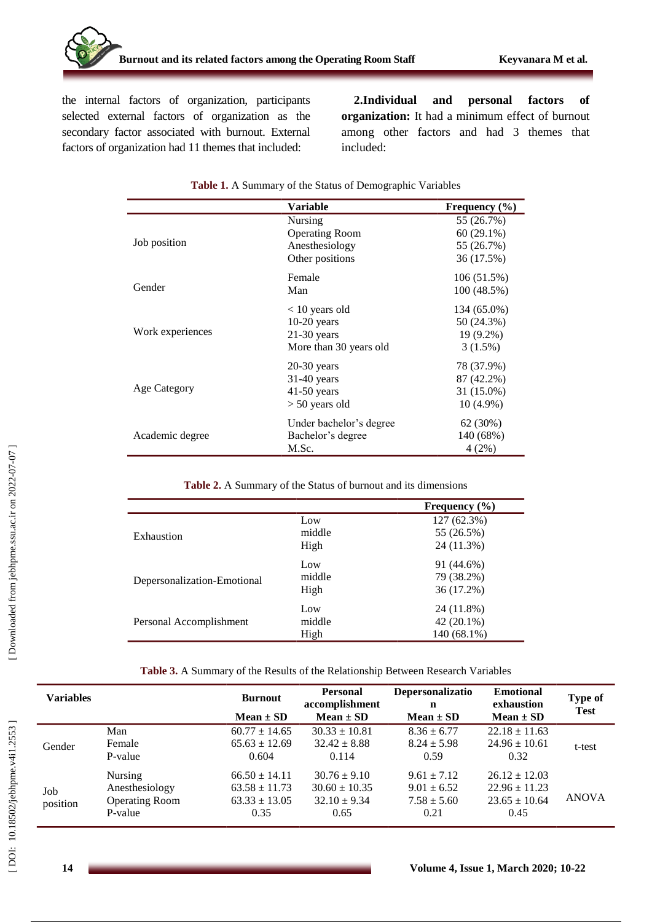the internal factors of organization, participants selected external factors of organization as the secondary factor associated with burnout. External factors of organization had 11 themes that included:

**2.Individual and personal factors of organization:** It had a minimum effect of burnout among other factors and had 3 themes that included:

**Table 1.** A Summary of the Status of Demographic Variables

| | Variable | Frequency (%) |
|---|---|---|
| Job position | Nursing | 55 (26.7%) |
| | Operating Room | 60 (29.1%) |
| | Anesthesiology | 55 (26.7%) |
| | Other positions | 36 (17.5%) |
| Gender | Female | 106 (51.5%) |
| | Man | 100 (48.5%) |
| Work experiences | < 10 years old | 134 (65.0%) |
| | 10-20 years | 50 (24.3%) |
| | 21-30 years | 19 (9.2%) |
| | More than 30 years old | 3 (1.5%) |
| Age Category | 20-30 years | 78 (37.9%) |
| | 31-40 years | 87 (42.2%) |
| | 41-50 years | 31 (15.0%) |
| | > 50 years old | 10 (4.9%) |
| Academic degree | Under bachelor's degree | 62 (30%) |
| | Bachelor's degree | 140 (68%) |
| | M.Sc. | 4 (2%) |

**Table 2.** A Summary of the Status of burnout and its dimensions

| | | Frequency (%) |
|---|---|---|
| Exhaustion | Low | 127 (62.3%) |
| | middle | 55 (26.5%) |
| | High | 24 (11.3%) |
| Depersonalization-Emotional | Low | 91 (44.6%) |
| | middle | 79 (38.2%) |
| | High | 36 (17.2%) |
| Personal Accomplishment | Low | 24 (11.8%) |
| | middle | 42 (20.1%) |
| | High | 140 (68.1%) |

**Table 3.** A Summary of the Results of the Relationship Between Research Variables

| Variables | | Burnout Mean ± SD | Personal accomplishment Mean ± SD | Depersonalization Mean ± SD | Emotional exhaustion Mean ± SD | Type of Test |
|---|---|---|---|---|---|---|
| Gender | Man | 60.77 ± 14.65 | 30.33 ± 10.81 | 8.36 ± 6.77 | 22.18 ± 11.63 | t-test |
| | Female | 65.63 ± 12.69 | 32.42 ± 8.88 | 8.24 ± 5.98 | 24.96 ± 10.61 | |
| | P-value | 0.604 | 0.114 | 0.59 | 0.32 | |
| Job position | Nursing | 66.50 ± 14.11 | 30.76 ± 9.10 | 9.61 ± 7.12 | 26.12 ± 12.03 | ANOVA |
| | Anesthesiology | 63.58 ± 11.73 | 30.60 ± 10.35 | 9.01 ± 6.52 | 22.96 ± 11.23 | |
| | Operating Room | 63.33 ± 13.05 | 32.10 ± 9.34 | 7.58 ± 5.60 | 23.65 ± 10.64 | |
| | P-value | 0.35 | 0.65 | 0.21 | 0.45 | |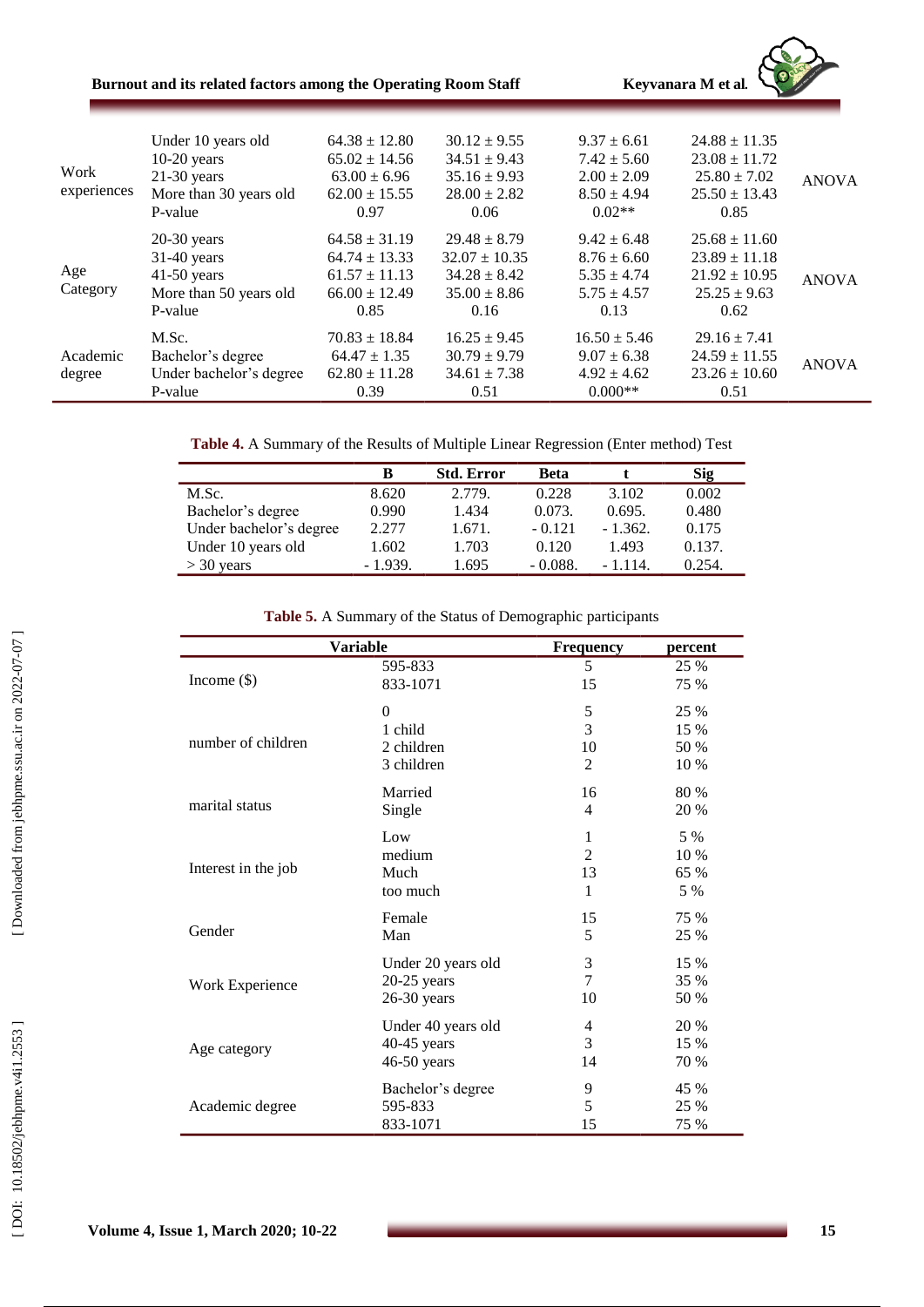| | | | | | | |
|---|---|---|---|---|---|---|
| Work experiences | Under 10 years old | 64.38 ± 12.80 | 30.12 ± 9.55 | 9.37 ± 6.61 | 24.88 ± 11.35 | ANOVA |
| | 10-20 years | 65.02 ± 14.56 | 34.51 ± 9.43 | 7.42 ± 5.60 | 23.08 ± 11.72 | |
| | 21-30 years | 63.00 ± 6.96 | 35.16 ± 9.93 | 2.00 ± 2.09 | 25.80 ± 7.02 | |
| | More than 30 years old | 62.00 ± 15.55 | 28.00 ± 2.82 | 8.50 ± 4.94 | 25.50 ± 13.43 | |
| | P-value | 0.97 | 0.06 | 0.02** | 0.85 | |
| Age Category | 20-30 years | 64.58 ± 31.19 | 29.48 ± 8.79 | 9.42 ± 6.48 | 25.68 ± 11.60 | ANOVA |
| | 31-40 years | 64.74 ± 13.33 | 32.07 ± 10.35 | 8.76 ± 6.60 | 23.89 ± 11.18 | |
| | 41-50 years | 61.57 ± 11.13 | 34.28 ± 8.42 | 5.35 ± 4.74 | 21.92 ± 10.95 | |
| | More than 50 years old | 66.00 ± 12.49 | 35.00 ± 8.86 | 5.75 ± 4.57 | 25.25 ± 9.63 | |
| | P-value | 0.85 | 0.16 | 0.13 | 0.62 | |
| Academic degree | M.Sc. | 70.83 ± 18.84 | 16.25 ± 9.45 | 16.50 ± 5.46 | 29.16 ± 7.41 | ANOVA |
| | Bachelor's degree | 64.47 ± 1.35 | 30.79 ± 9.79 | 9.07 ± 6.38 | 24.59 ± 11.55 | |
| | Under bachelor's degree | 62.80 ± 11.28 | 34.61 ± 7.38 | 4.92 ± 4.62 | 23.26 ± 10.60 | |
| | P-value | 0.39 | 0.51 | 0.000** | 0.51 | |

**Table 4.** A Summary of the Results of Multiple Linear Regression (Enter method) Test

| | B | Std. Error | Beta | t | Sig |
|---|---|---|---|---|---|
| M.Sc. | 8.620 | 2.779. | 0.228 | 3.102 | 0.002 |
| Bachelor's degree | 0.990 | 1.434 | 0.073. | 0.695. | 0.480 |
| Under bachelor's degree | 2.277 | 1.671. | - 0.121 | - 1.362. | 0.175 |
| Under 10 years old | 1.602 | 1.703 | 0.120 | 1.493 | 0.137. |
| > 30 years | - 1.939. | 1.695 | - 0.088. | - 1.114. | 0.254. |

**Table 5.** A Summary of the Status of Demographic participants

| Variable | | Frequency | percent |
|---|---|---|---|
| Income ($) | 595-833 | 5 | 25 % |
| | 833-1071 | 15 | 75 % |
| number of children | 0 | 5 | 25 % |
| | 1 child | 3 | 15 % |
| | 2 children | 10 | 50 % |
| | 3 children | 2 | 10 % |
| marital status | Married | 16 | 80 % |
| | Single | 4 | 20 % |
| Interest in the job | Low | 1 | 5 % |
| | medium | 2 | 10 % |
| | Much | 13 | 65 % |
| | too much | 1 | 5 % |
| Gender | Female | 15 | 75 % |
| | Man | 5 | 25 % |
| Work Experience | Under 20 years old | 3 | 15 % |
| | 20-25 years | 7 | 35 % |
| | 26-30 years | 10 | 50 % |
| Age category | Under 40 years old | 4 | 20 % |
| | 40-45 years | 3 | 15 % |
| | 46-50 years | 14 | 70 % |
| Academic degree | Bachelor's degree | 9 | 45 % |
| | 595-833 | 5 | 25 % |
| | 833-1071 | 15 | 75 % |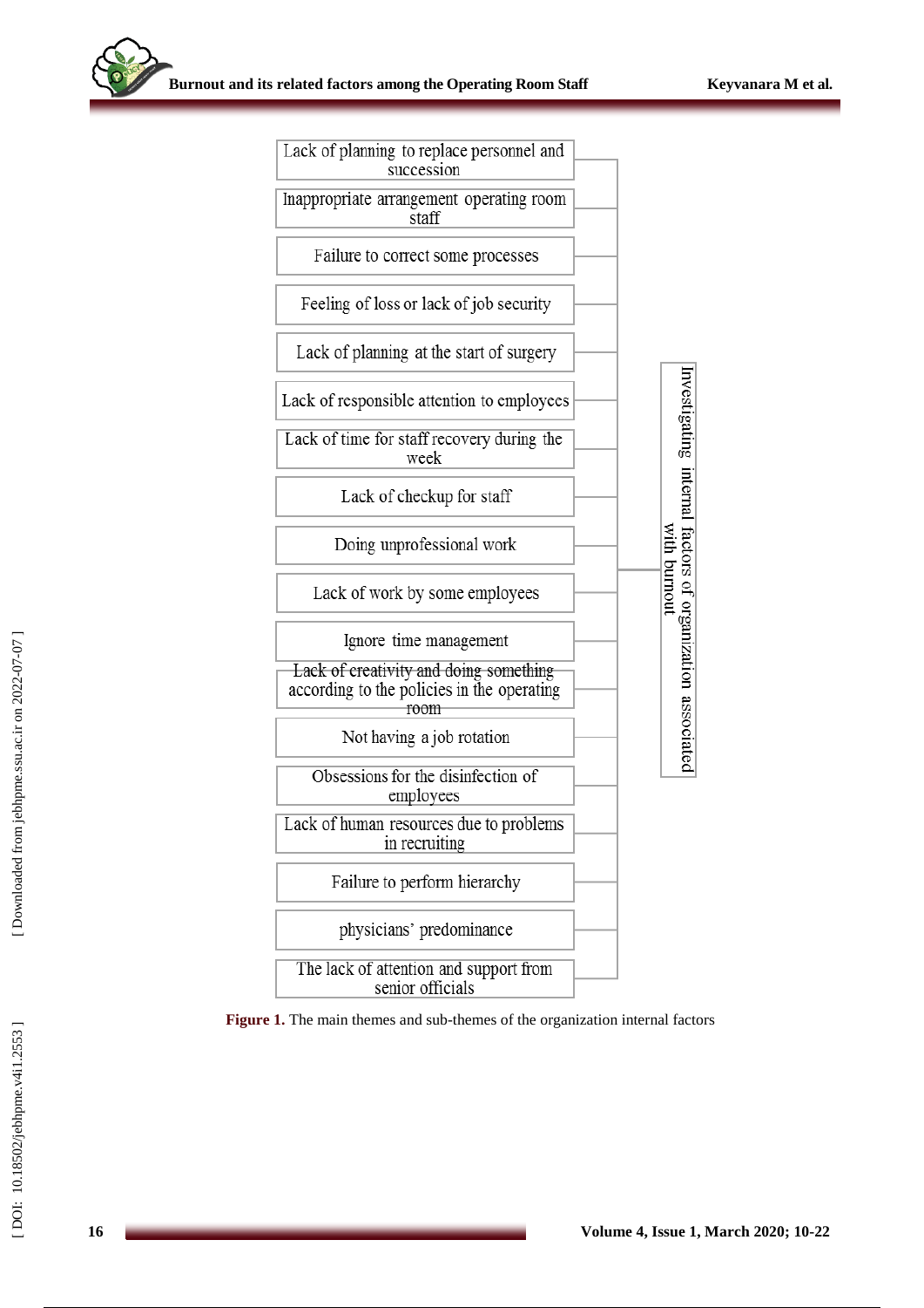- Lack of planning to replace personnel and succession
- Inappropriate arrangement operating room staff
- Failure to correct some processes
- Feeling of loss or lack of job security
- Lack of planning at the start of surgery
- Lack of responsible attention to employees
- Lack of time for staff recovery during the week
- Lack of checkup for staff
- Doing unprofessional work
- Lack of work by some employees
- Ignore time management
- Lack of creativity and doing something according to the policies in the operating room
- Not having a job rotation
- Obsessions for the disinfection of employees
- Lack of human resources due to problems in recruiting
- Failure to perform hierarchy
- physicians' predominance
- The lack of attention and support from senior officials

Investigating internal factors of organization associated with burnout

**Figure 1.** The main themes and sub-themes of the organization internal factors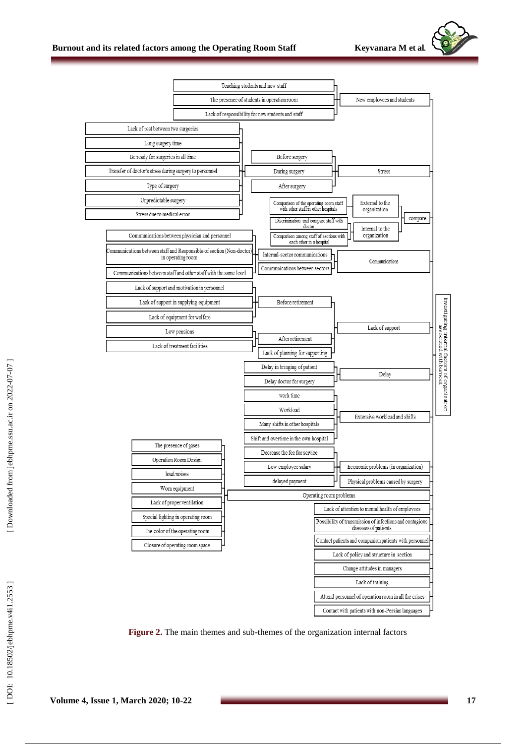- Investigating internal factors of organization associated with burnout
  - New employees and students
    - Teaching students and new staff
    - The presence of students in operation room
    - Lack of responsibility for new students and staff
  - Stress
    - Before surgery
    - During surgery
    - After surgery
      - Lack of rest between two surgeries
      - Long surgery time
      - Be ready for surgeries in all time
      - Transfer of doctor's stress during surgery to personnel
      - Type of surgery
      - Unpredictable surgery
      - Stress due to medical error
  - compare
    - External to the organization
      - Comparison of the operating room staff with other staff in other hospitals
    - Internal to the organization
      - Discrimination and compare staff with doctor
      - Comparison among staff of sections with each other in a hospital
  - Communications
    - Internal-sector communications
      - Communications between physician and personnel
      - Communications between staff and Responsible of section (Non-doctor) in operating room
      - Communications between staff and other staff with the same level
    - Communications between sectors
  - Lack of support
    - Before retirement
      - Lack of support and motivation in personnel
      - Lack of support in supplying equipment
      - Lack of equipment for welfare
    - After retirement
      - Low pensions
      - Lack of treatment facilities
    - Lack of planning for supporting
  - Delay
    - Delay in bringing of patient
    - Delay doctor for surgery
  - Extensive workload and shifts
    - work time
    - Workload
    - Many shifts in other hospitals
    - Shift and overtime in the own hospital
  - Economic problems (in organization)
    - Decrease the fee for service
    - Low employee salary
    - delayed payment
  - Physical problems caused by surgery
  - Operating room problems
    - The presence of gases
    - Operation Room Design
    - loud noises
    - Worn equipment
    - Lack of proper ventilation
    - Special lighting in operating room
    - The color of the operating room
    - Closure of operating room space
  - Lack of attention to mental health of employees
  - Possibility of transmission of infections and contagious diseases of patients
  - Contact patients and companion patients with personnel
  - Lack of policy and structure in section
  - Change attitudes in managers
  - Lack of training
  - Attend personnel of operation room in all the crises
  - Contact with patients with non-Persian languages

**Figure 2.** The main themes and sub-themes of the organization internal factors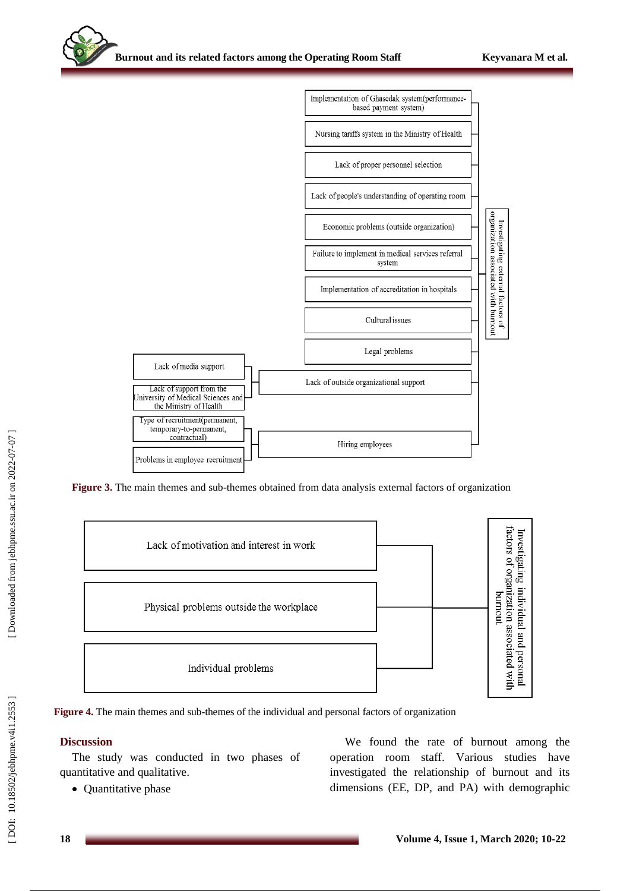Implementation of Ghasedak system(performance-based payment system)

Nursing tariffs system in the Ministry of Health

Lack of proper personnel selection

Lack of people's understanding of operating room

Economic problems (outside organization)

Failure to implement in medical services referral system

Implementation of accreditation in hospitals

Cultural issues

Legal problems

Lack of media support

Lack of support from the University of Medical Sciences and the Ministry of Health

Lack of outside organizational support

Type of recruitment(permanent, temporary-to-permanent, contractual)

Problems in employee recruitment

Hiring employees

Investigating external factors of organization associated with burnout

**Figure 3.** The main themes and sub-themes obtained from data analysis external factors of organization

Lack of motivation and interest in work

Physical problems outside the workplace

Individual problems

Investigating individual and personal factors of organization associated with burnout

**Figure 4.** The main themes and sub-themes of the individual and personal factors of organization

## Discussion

The study was conducted in two phases of quantitative and qualitative.

- Quantitative phase

We found the rate of burnout among the operation room staff. Various studies have investigated the relationship of burnout and its dimensions (EE, DP, and PA) with demographic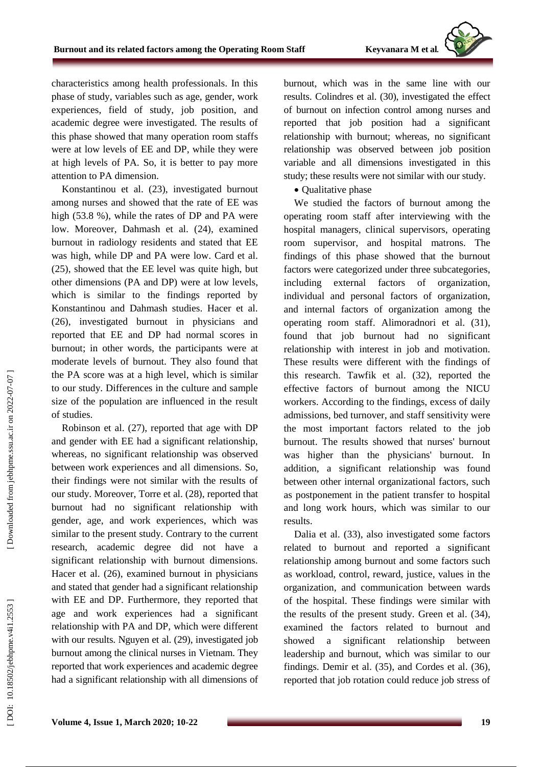characteristics among health professionals. In this phase of study, variables such as age, gender, work experiences, field of study, job position, and academic degree were investigated. The results of this phase showed that many operation room staffs were at low levels of EE and DP, while they were at high levels of PA. So, it is better to pay more attention to PA dimension.

Konstantinou et al. (23), investigated burnout among nurses and showed that the rate of EE was high (53.8 %), while the rates of DP and PA were low. Moreover, Dahmash et al. (24), examined burnout in radiology residents and stated that EE was high, while DP and PA were low. Card et al. (25), showed that the EE level was quite high, but other dimensions (PA and DP) were at low levels, which is similar to the findings reported by Konstantinou and Dahmash studies. Hacer et al. (26), investigated burnout in physicians and reported that EE and DP had normal scores in burnout; in other words, the participants were at moderate levels of burnout. They also found that the PA score was at a high level, which is similar to our study. Differences in the culture and sample size of the population are influenced in the result of studies.

Robinson et al. (27), reported that age with DP and gender with EE had a significant relationship, whereas, no significant relationship was observed between work experiences and all dimensions. So, their findings were not similar with the results of our study. Moreover, Torre et al. (28), reported that burnout had no significant relationship with gender, age, and work experiences, which was similar to the present study. Contrary to the current research, academic degree did not have a significant relationship with burnout dimensions. Hacer et al. (26), examined burnout in physicians and stated that gender had a significant relationship with EE and DP. Furthermore, they reported that age and work experiences had a significant relationship with PA and DP, which were different with our results. Nguyen et al. (29), investigated job burnout among the clinical nurses in Vietnam. They reported that work experiences and academic degree had a significant relationship with all dimensions of burnout, which was in the same line with our results. Colindres et al. (30), investigated the effect of burnout on infection control among nurses and reported that job position had a significant relationship with burnout; whereas, no significant relationship was observed between job position variable and all dimensions investigated in this study; these results were not similar with our study.

- Qualitative phase

We studied the factors of burnout among the operating room staff after interviewing with the hospital managers, clinical supervisors, operating room supervisor, and hospital matrons. The findings of this phase showed that the burnout factors were categorized under three subcategories, including external factors of organization, individual and personal factors of organization, and internal factors of organization among the operating room staff. Alimoradnori et al. (31), found that job burnout had no significant relationship with interest in job and motivation. These results were different with the findings of this research. Tawfik et al. (32), reported the effective factors of burnout among the NICU workers. According to the findings, excess of daily admissions, bed turnover, and staff sensitivity were the most important factors related to the job burnout. The results showed that nurses' burnout was higher than the physicians' burnout. In addition, a significant relationship was found between other internal organizational factors, such as postponement in the patient transfer to hospital and long work hours, which was similar to our results.

Dalia et al. (33), also investigated some factors related to burnout and reported a significant relationship among burnout and some factors such as workload, control, reward, justice, values in the organization, and communication between wards of the hospital. These findings were similar with the results of the present study. Green et al. (34), examined the factors related to burnout and showed a significant relationship between leadership and burnout, which was similar to our findings. Demir et al. (35), and Cordes et al. (36), reported that job rotation could reduce job stress of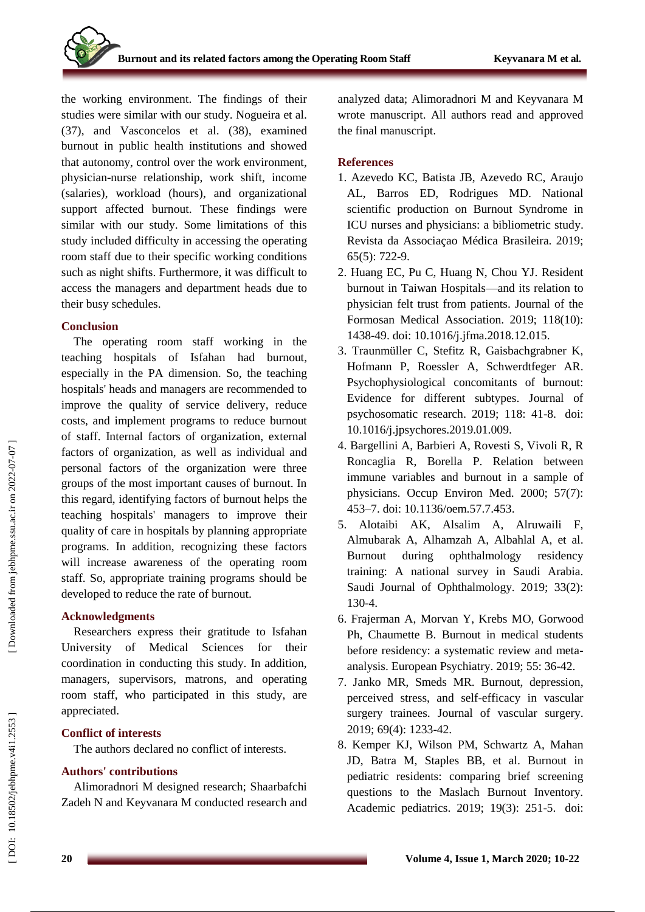the working environment. The findings of their studies were similar with our study. Nogueira et al. (37), and Vasconcelos et al. (38), examined burnout in public health institutions and showed that autonomy, control over the work environment, physician-nurse relationship, work shift, income (salaries), workload (hours), and organizational support affected burnout. These findings were similar with our study. Some limitations of this study included difficulty in accessing the operating room staff due to their specific working conditions such as night shifts. Furthermore, it was difficult to access the managers and department heads due to their busy schedules.

## Conclusion

The operating room staff working in the teaching hospitals of Isfahan had burnout, especially in the PA dimension. So, the teaching hospitals' heads and managers are recommended to improve the quality of service delivery, reduce costs, and implement programs to reduce burnout of staff. Internal factors of organization, external factors of organization, as well as individual and personal factors of the organization were three groups of the most important causes of burnout. In this regard, identifying factors of burnout helps the teaching hospitals' managers to improve their quality of care in hospitals by planning appropriate programs. In addition, recognizing these factors will increase awareness of the operating room staff. So, appropriate training programs should be developed to reduce the rate of burnout.

## Acknowledgments

Researchers express their gratitude to Isfahan University of Medical Sciences for their coordination in conducting this study. In addition, managers, supervisors, matrons, and operating room staff, who participated in this study, are appreciated.

## Conflict of interests

The authors declared no conflict of interests.

## Authors' contributions

Alimoradnori M designed research; Shaarbafchi Zadeh N and Keyvanara M conducted research and analyzed data; Alimoradnori M and Keyvanara M wrote manuscript. All authors read and approved the final manuscript.

## References

1. Azevedo KC, Batista JB, Azevedo RC, Araujo AL, Barros ED, Rodrigues MD. National scientific production on Burnout Syndrome in ICU nurses and physicians: a bibliometric study. Revista da Associaçao Médica Brasileira. 2019; 65(5): 722-9.
2. Huang EC, Pu C, Huang N, Chou YJ. Resident burnout in Taiwan Hospitals—and its relation to physician felt trust from patients. Journal of the Formosan Medical Association. 2019; 118(10): 1438-49. doi: 10.1016/j.jfma.2018.12.015.
3. Traunmüller C, Stefitz R, Gaisbachgrabner K, Hofmann P, Roessler A, Schwerdtfeger AR. Psychophysiological concomitants of burnout: Evidence for different subtypes. Journal of psychosomatic research. 2019; 118: 41-8. doi: 10.1016/j.jpsychores.2019.01.009.
4. Bargellini A, Barbieri A, Rovesti S, Vivoli R, R Roncaglia R, Borella P. Relation between immune variables and burnout in a sample of physicians. Occup Environ Med. 2000; 57(7): 453–7. doi: 10.1136/oem.57.7.453.
5. Alotaibi AK, Alsalim A, Alruwaili F, Almubarak A, Alhamzah A, Albahlal A, et al. Burnout during ophthalmology residency training: A national survey in Saudi Arabia. Saudi Journal of Ophthalmology. 2019; 33(2): 130-4.
6. Frajerman A, Morvan Y, Krebs MO, Gorwood Ph, Chaumette B. Burnout in medical students before residency: a systematic review and meta-analysis. European Psychiatry. 2019; 55: 36-42.
7. Janko MR, Smeds MR. Burnout, depression, perceived stress, and self-efficacy in vascular surgery trainees. Journal of vascular surgery. 2019; 69(4): 1233-42.
8. Kemper KJ, Wilson PM, Schwartz A, Mahan JD, Batra M, Staples BB, et al. Burnout in pediatric residents: comparing brief screening questions to the Maslach Burnout Inventory. Academic pediatrics. 2019; 19(3): 251-5. doi: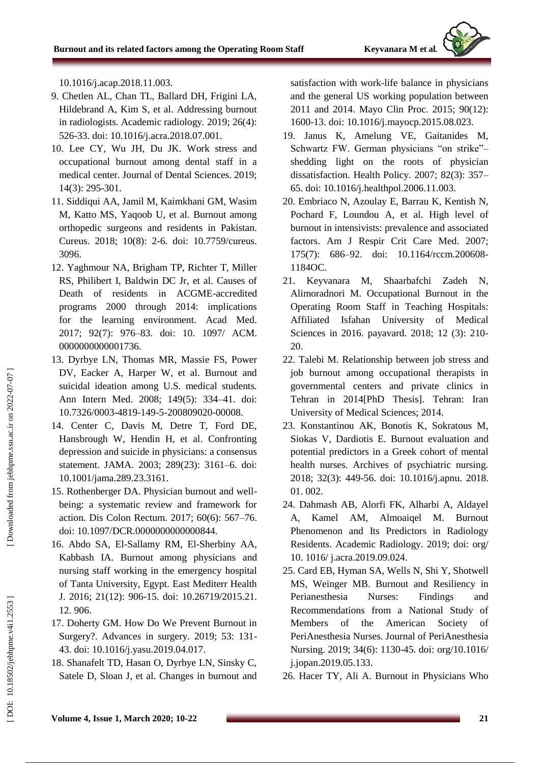10.1016/j.acap.2018.11.003.

9. Chetlen AL, Chan TL, Ballard DH, Frigini LA, Hildebrand A, Kim S, et al. Addressing burnout in radiologists. Academic radiology. 2019; 26(4): 526-33. doi: 10.1016/j.acra.2018.07.001.
10. Lee CY, Wu JH, Du JK. Work stress and occupational burnout among dental staff in a medical center. Journal of Dental Sciences. 2019; 14(3): 295-301.
11. Siddiqui AA, Jamil M, Kaimkhani GM, Wasim M, Katto MS, Yaqoob U, et al. Burnout among orthopedic surgeons and residents in Pakistan. Cureus. 2018; 10(8): 2-6. doi: 10.7759/cureus. 3096.
12. Yaghmour NA, Brigham TP, Richter T, Miller RS, Philibert I, Baldwin DC Jr, et al. Causes of Death of residents in ACGME-accredited programs 2000 through 2014: implications for the learning environment. Acad Med. 2017; 92(7): 976–83. doi: 10. 1097/ ACM. 0000000000001736.
13. Dyrbye LN, Thomas MR, Massie FS, Power DV, Eacker A, Harper W, et al. Burnout and suicidal ideation among U.S. medical students. Ann Intern Med. 2008; 149(5): 334–41. doi: 10.7326/0003-4819-149-5-200809020-00008.
14. Center C, Davis M, Detre T, Ford DE, Hansbrough W, Hendin H, et al. Confronting depression and suicide in physicians: a consensus statement. JAMA. 2003; 289(23): 3161–6. doi: 10.1001/jama.289.23.3161.
15. Rothenberger DA. Physician burnout and well-being: a systematic review and framework for action. Dis Colon Rectum. 2017; 60(6): 567–76. doi: 10.1097/DCR.0000000000000844.
16. Abdo SA, El-Sallamy RM, El-Sherbiny AA, Kabbash IA. Burnout among physicians and nursing staff working in the emergency hospital of Tanta University, Egypt. East Mediterr Health J. 2016; 21(12): 906-15. doi: 10.26719/2015.21. 12. 906.
17. Doherty GM. How Do We Prevent Burnout in Surgery?. Advances in surgery. 2019; 53: 131-43. doi: 10.1016/j.yasu.2019.04.017.
18. Shanafelt TD, Hasan O, Dyrbye LN, Sinsky C, Satele D, Sloan J, et al. Changes in burnout and satisfaction with work-life balance in physicians and the general US working population between 2011 and 2014. Mayo Clin Proc. 2015; 90(12): 1600-13. doi: 10.1016/j.mayocp.2015.08.023.
19. Janus K, Amelung VE, Gaitanides M, Schwartz FW. German physicians "on strike"– shedding light on the roots of physician dissatisfaction. Health Policy. 2007; 82(3): 357–65. doi: 10.1016/j.healthpol.2006.11.003.
20. Embriaco N, Azoulay E, Barrau K, Kentish N, Pochard F, Loundou A, et al. High level of burnout in intensivists: prevalence and associated factors. Am J Respir Crit Care Med. 2007; 175(7): 686–92. doi: 10.1164/rccm.200608-1184OC.
21. Keyvanara M, Shaarbafchi Zadeh N, Alimoradnori M. Occupational Burnout in the Operating Room Staff in Teaching Hospitals: Affiliated Isfahan University of Medical Sciences in 2016. payavard. 2018; 12 (3): 210-20.
22. Talebi M. Relationship between job stress and job burnout among occupational therapists in governmental centers and private clinics in Tehran in 2014[PhD Thesis]. Tehran: Iran University of Medical Sciences; 2014.
23. Konstantinou AK, Bonotis K, Sokratous M, Siokas V, Dardiotis E. Burnout evaluation and potential predictors in a Greek cohort of mental health nurses. Archives of psychiatric nursing. 2018; 32(3): 449-56. doi: 10.1016/j.apnu. 2018. 01. 002.
24. Dahmash AB, Alorfi FK, Alharbi A, Aldayel A, Kamel AM, Almoaiqel M. Burnout Phenomenon and Its Predictors in Radiology Residents. Academic Radiology. 2019; doi: org/ 10. 1016/ j.acra.2019.09.024.
25. Card EB, Hyman SA, Wells N, Shi Y, Shotwell MS, Weinger MB. Burnout and Resiliency in Perianesthesia Nurses: Findings and Recommendations from a National Study of Members of the American Society of PeriAnesthesia Nurses. Journal of PeriAnesthesia Nursing. 2019; 34(6): 1130-45. doi: org/10.1016/ j.jopan.2019.05.133.
26. Hacer TY, Ali A. Burnout in Physicians Who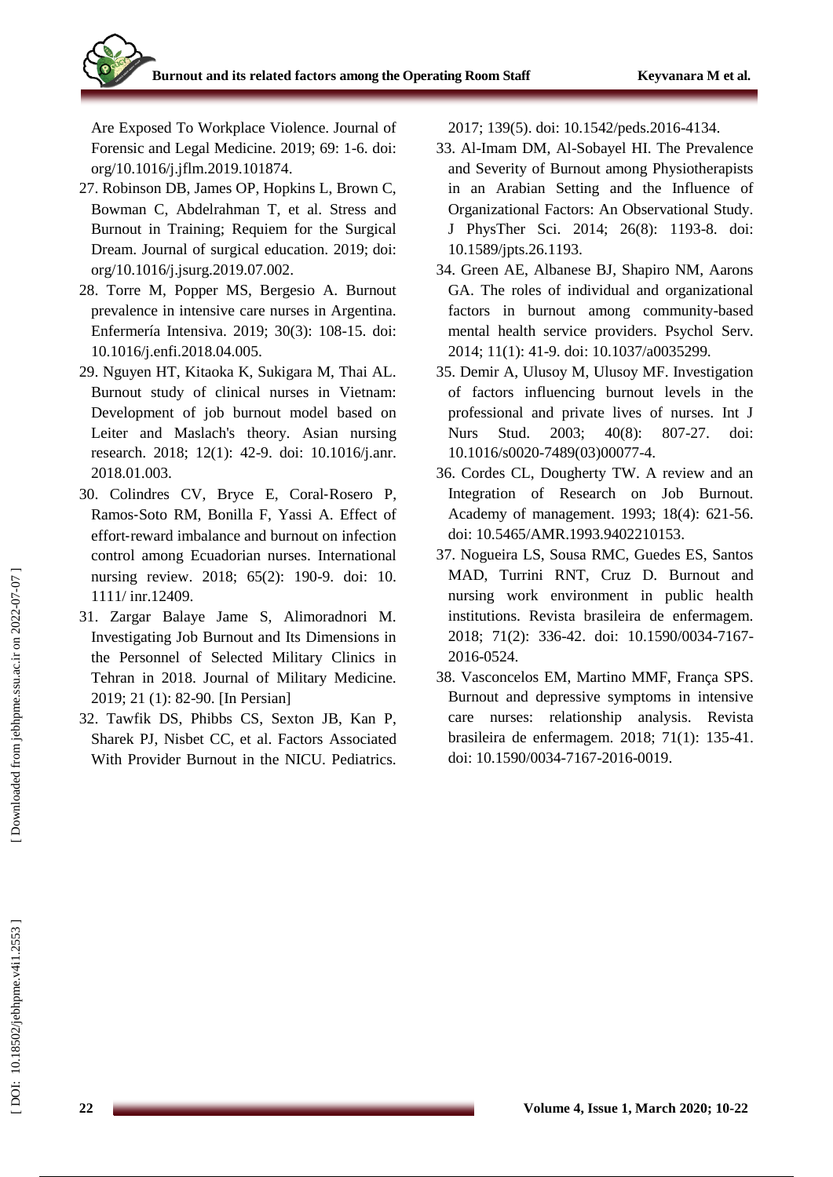Are Exposed To Workplace Violence. Journal of Forensic and Legal Medicine. 2019; 69: 1-6. doi: org/10.1016/j.jflm.2019.101874.

27. Robinson DB, James OP, Hopkins L, Brown C, Bowman C, Abdelrahman T, et al. Stress and Burnout in Training; Requiem for the Surgical Dream. Journal of surgical education. 2019; doi: org/10.1016/j.jsurg.2019.07.002.

28. Torre M, Popper MS, Bergesio A. Burnout prevalence in intensive care nurses in Argentina. Enfermería Intensiva. 2019; 30(3): 108-15. doi: 10.1016/j.enfi.2018.04.005.

29. Nguyen HT, Kitaoka K, Sukigara M, Thai AL. Burnout study of clinical nurses in Vietnam: Development of job burnout model based on Leiter and Maslach's theory. Asian nursing research. 2018; 12(1): 42-9. doi: 10.1016/j.anr.2018.01.003.

30. Colindres CV, Bryce E, Coral-Rosero P, Ramos-Soto RM, Bonilla F, Yassi A. Effect of effort-reward imbalance and burnout on infection control among Ecuadorian nurses. International nursing review. 2018; 65(2): 190-9. doi: 10.1111/ inr.12409.

31. Zargar Balaye Jame S, Alimoradnori M. Investigating Job Burnout and Its Dimensions in the Personnel of Selected Military Clinics in Tehran in 2018. Journal of Military Medicine. 2019; 21 (1): 82-90. [In Persian]

32. Tawfik DS, Phibbs CS, Sexton JB, Kan P, Sharek PJ, Nisbet CC, et al. Factors Associated With Provider Burnout in the NICU. Pediatrics. 2017; 139(5). doi: 10.1542/peds.2016-4134.

33. Al-Imam DM, Al-Sobayel HI. The Prevalence and Severity of Burnout among Physiotherapists in an Arabian Setting and the Influence of Organizational Factors: An Observational Study. J PhysTher Sci. 2014; 26(8): 1193-8. doi: 10.1589/jpts.26.1193.

34. Green AE, Albanese BJ, Shapiro NM, Aarons GA. The roles of individual and organizational factors in burnout among community-based mental health service providers. Psychol Serv. 2014; 11(1): 41-9. doi: 10.1037/a0035299.

35. Demir A, Ulusoy M, Ulusoy MF. Investigation of factors influencing burnout levels in the professional and private lives of nurses. Int J Nurs Stud. 2003; 40(8): 807-27. doi: 10.1016/s0020-7489(03)00077-4.

36. Cordes CL, Dougherty TW. A review and an Integration of Research on Job Burnout. Academy of management. 1993; 18(4): 621-56. doi: 10.5465/AMR.1993.9402210153.

37. Nogueira LS, Sousa RMC, Guedes ES, Santos MAD, Turrini RNT, Cruz D. Burnout and nursing work environment in public health institutions. Revista brasileira de enfermagem. 2018; 71(2): 336-42. doi: 10.1590/0034-7167-2016-0524.

38. Vasconcelos EM, Martino MMF, França SPS. Burnout and depressive symptoms in intensive care nurses: relationship analysis. Revista brasileira de enfermagem. 2018; 71(1): 135-41. doi: 10.1590/0034-7167-2016-0019.